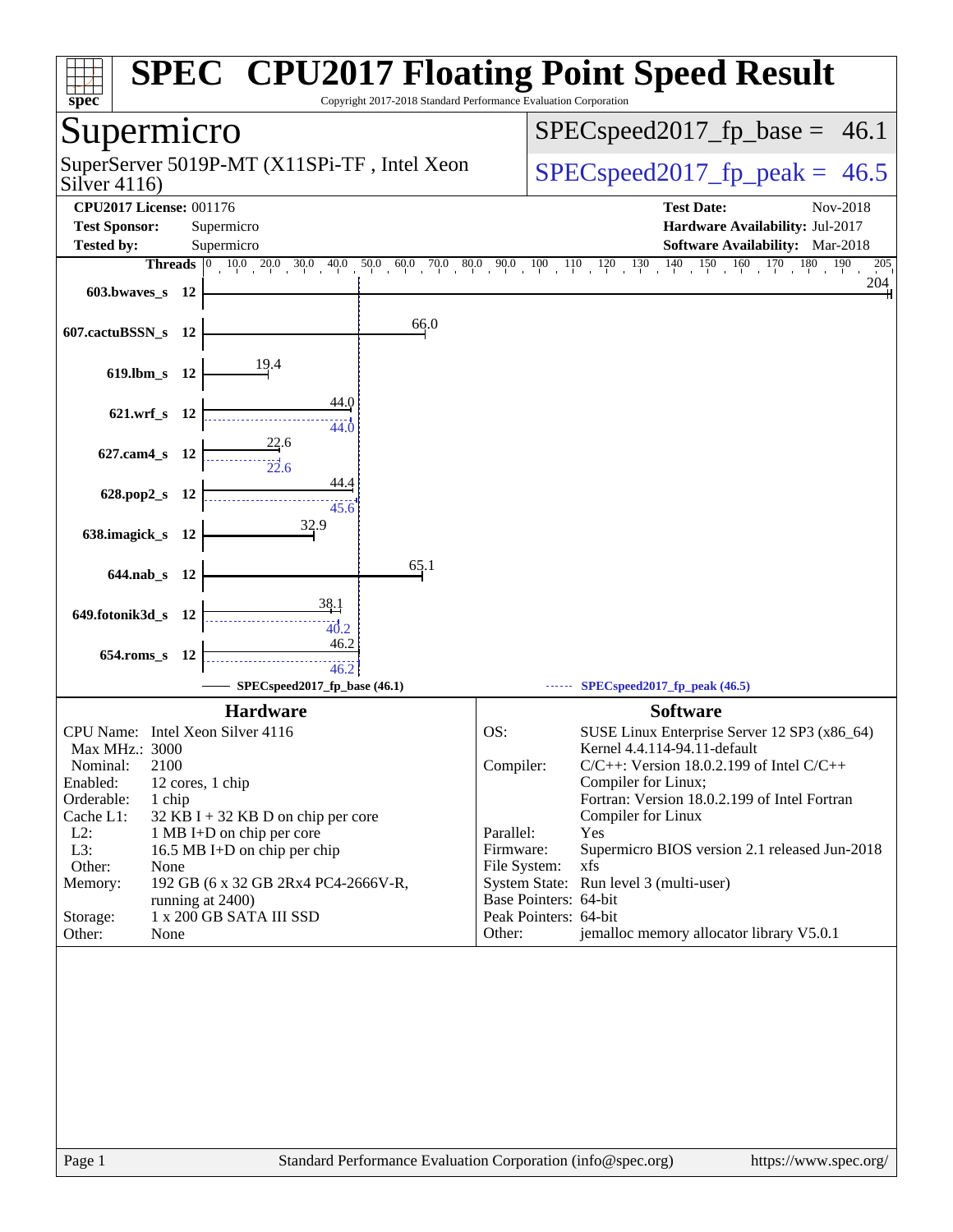# SPEC CPU2017 Floating Point Speed Result

Copyright 2017-2018 Standard Performance Evaluation Corporation

## Supermicro

SuperServer 5019P-MT (X11SPi-TF , Intel Xeon Silver 4116)

SPECspeed2017_fp_base = 46.1

SPECspeed2017_fp_peak = 46.5

**CPU2017 License:** 001176
**Test Sponsor:** Supermicro
**Tested by:** Supermicro

**Test Date:** Nov-2018
**Hardware Availability:** Jul-2017
**Software Availability:** Mar-2018

| Benchmark | Threads | Base | Peak |
|---|---|---|---|
| 603.bwaves_s | 12 | 204 | |
| 607.cactuBSSN_s | 12 | 66.0 | |
| 619.lbm_s | 12 | 19.4 | |
| 621.wrf_s | 12 | 44.0 | 44.0 |
| 627.cam4_s | 12 | 22.6 | 22.6 |
| 628.pop2_s | 12 | 44.4 | 45.6 |
| 638.imagick_s | 12 | 32.9 | |
| 644.nab_s | 12 | 65.1 | |
| 649.fotonik3d_s | 12 | 38.1 | 40.2 |
| 654.roms_s | 12 | 46.2 | 46.2 |

SPECspeed2017_fp_base (46.1) — SPECspeed2017_fp_peak (46.5)

### Hardware

| | |
|---|---|
| CPU Name: | Intel Xeon Silver 4116 |
| Max MHz.: | 3000 |
| Nominal: | 2100 |
| Enabled: | 12 cores, 1 chip |
| Orderable: | 1 chip |
| Cache L1: | 32 KB I + 32 KB D on chip per core |
| L2: | 1 MB I+D on chip per core |
| L3: | 16.5 MB I+D on chip per chip |
| Other: | None |
| Memory: | 192 GB (6 x 32 GB 2Rx4 PC4-2666V-R, running at 2400) |
| Storage: | 1 x 200 GB SATA III SSD |
| Other: | None |

### Software

| | |
|---|---|
| OS: | SUSE Linux Enterprise Server 12 SP3 (x86_64) Kernel 4.4.114-94.11-default |
| Compiler: | C/C++: Version 18.0.2.199 of Intel C/C++ Compiler for Linux; Fortran: Version 18.0.2.199 of Intel Fortran Compiler for Linux |
| Parallel: | Yes |
| Firmware: | Supermicro BIOS version 2.1 released Jun-2018 |
| File System: | xfs |
| System State: | Run level 3 (multi-user) |
| Base Pointers: | 64-bit |
| Peak Pointers: | 64-bit |
| Other: | jemalloc memory allocator library V5.0.1 |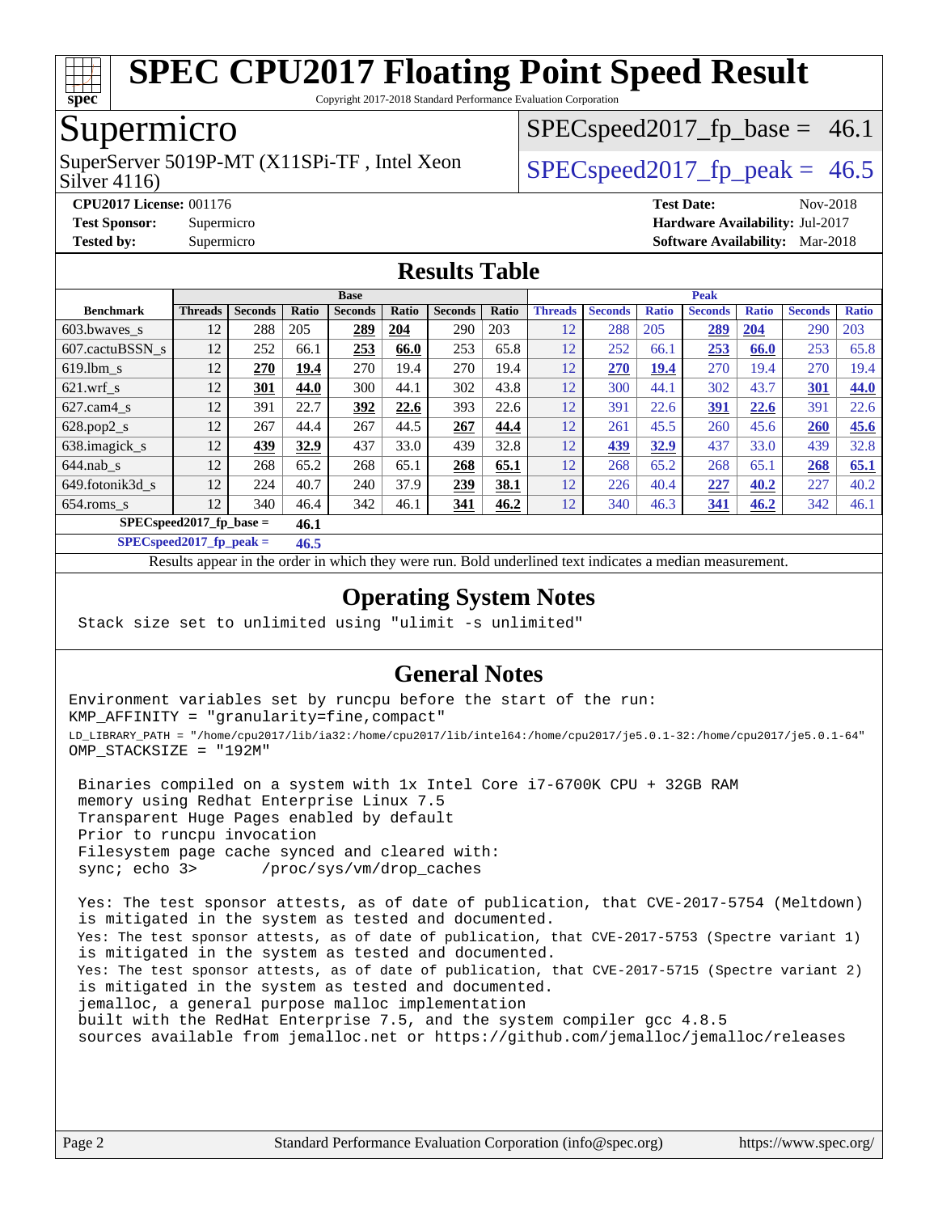# SPEC CPU2017 Floating Point Speed Result

Copyright 2017-2018 Standard Performance Evaluation Corporation

## Supermicro

SuperServer 5019P-MT (X11SPi-TF , Intel Xeon Silver 4116)

SPECspeed2017_fp_base = 46.1

SPECspeed2017_fp_peak = 46.5

**CPU2017 License:** 001176
**Test Sponsor:** Supermicro
**Tested by:** Supermicro

**Test Date:** Nov-2018
**Hardware Availability:** Jul-2017
**Software Availability:** Mar-2018

## Results Table

| Benchmark | Base | | | | | | | Peak | | | | | | |
|---|---|---|---|---|---|---|---|---|---|---|---|---|---|---|
| | Threads | Seconds | Ratio | Seconds | Ratio | Seconds | Ratio | Threads | Seconds | Ratio | Seconds | Ratio | Seconds | Ratio |
| 603.bwaves_s | 12 | 288 | 205 | **289** | **204** | 290 | 203 | 12 | 288 | 205 | **289** | **204** | 290 | 203 |
| 607.cactuBSSN_s | 12 | 252 | 66.1 | **253** | **66.0** | 253 | 65.8 | 12 | 252 | 66.1 | **253** | **66.0** | 253 | 65.8 |
| 619.lbm_s | 12 | **270** | **19.4** | 270 | 19.4 | 270 | 19.4 | 12 | **270** | **19.4** | 270 | 19.4 | 270 | 19.4 |
| 621.wrf_s | 12 | **301** | **44.0** | 300 | 44.1 | 302 | 43.8 | 12 | 300 | 44.1 | 302 | 43.7 | **301** | **44.0** |
| 627.cam4_s | 12 | 391 | 22.7 | **392** | **22.6** | 393 | 22.6 | 12 | 391 | 22.6 | **391** | **22.6** | 391 | 22.6 |
| 628.pop2_s | 12 | 267 | 44.4 | 267 | 44.5 | **267** | **44.4** | 12 | 261 | 45.5 | 260 | 45.6 | **260** | **45.6** |
| 638.imagick_s | 12 | **439** | **32.9** | 437 | 33.0 | 439 | 32.8 | 12 | **439** | **32.9** | 437 | 33.0 | 439 | 32.8 |
| 644.nab_s | 12 | 268 | 65.2 | 268 | 65.1 | **268** | **65.1** | 12 | 268 | 65.2 | 268 | 65.1 | **268** | **65.1** |
| 649.fotonik3d_s | 12 | 224 | 40.7 | 240 | 37.9 | **239** | **38.1** | 12 | 226 | 40.4 | **227** | **40.2** | 227 | 40.2 |
| 654.roms_s | 12 | 340 | 46.4 | 342 | 46.1 | **341** | **46.2** | 12 | 340 | 46.3 | **341** | **46.2** | 342 | 46.1 |

**SPECspeed2017_fp_base = 46.1**

**SPECspeed2017_fp_peak = 46.5**

Results appear in the order in which they were run. Bold underlined text indicates a median measurement.

## Operating System Notes

```
Stack size set to unlimited using "ulimit -s unlimited"
```

## General Notes

```
Environment variables set by runcpu before the start of the run:
KMP_AFFINITY = "granularity=fine,compact"
LD_LIBRARY_PATH = "/home/cpu2017/lib/ia32:/home/cpu2017/lib/intel64:/home/cpu2017/je5.0.1-32:/home/cpu2017/je5.0.1-64"
OMP_STACKSIZE = "192M"

 Binaries compiled on a system with 1x Intel Core i7-6700K CPU + 32GB RAM
 memory using Redhat Enterprise Linux 7.5
 Transparent Huge Pages enabled by default
 Prior to runcpu invocation
 Filesystem page cache synced and cleared with:
 sync; echo 3>       /proc/sys/vm/drop_caches

 Yes: The test sponsor attests, as of date of publication, that CVE-2017-5754 (Meltdown)
 is mitigated in the system as tested and documented.
 Yes: The test sponsor attests, as of date of publication, that CVE-2017-5753 (Spectre variant 1)
 is mitigated in the system as tested and documented.
 Yes: The test sponsor attests, as of date of publication, that CVE-2017-5715 (Spectre variant 2)
 is mitigated in the system as tested and documented.
 jemalloc, a general purpose malloc implementation
 built with the RedHat Enterprise 7.5, and the system compiler gcc 4.8.5
 sources available from jemalloc.net or https://github.com/jemalloc/jemalloc/releases
```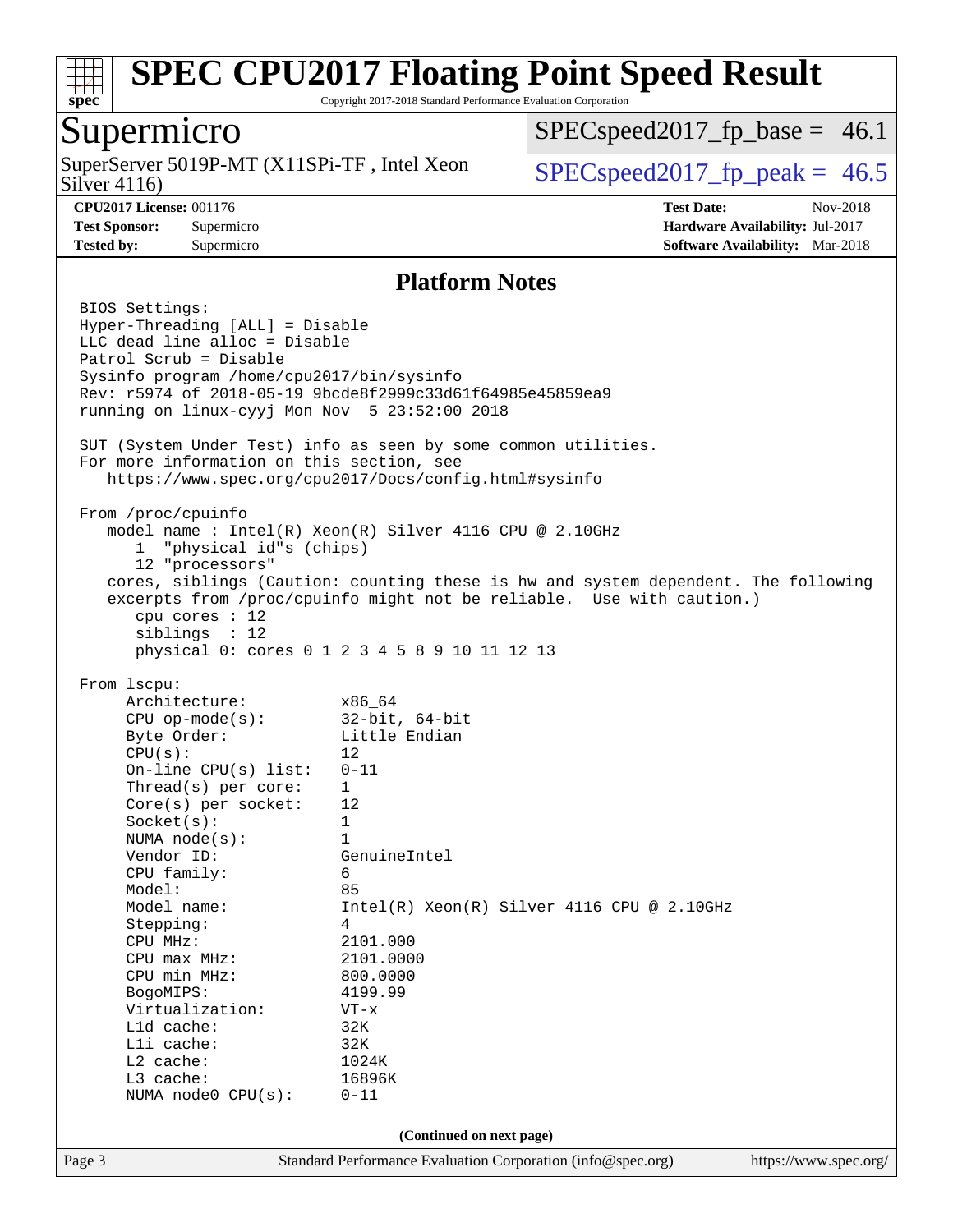# SPEC CPU2017 Floating Point Speed Result

Copyright 2017-2018 Standard Performance Evaluation Corporation

**Supermicro**

SuperServer 5019P-MT (X11SPi-TF , Intel Xeon Silver 4116)

SPECspeed2017_fp_base = 46.1

SPECspeed2017_fp_peak = 46.5

**CPU2017 License:** 001176
**Test Sponsor:** Supermicro
**Tested by:** Supermicro

**Test Date:** Nov-2018
**Hardware Availability:** Jul-2017
**Software Availability:** Mar-2018

## Platform Notes

```
BIOS Settings:
Hyper-Threading [ALL] = Disable
LLC dead line alloc = Disable
Patrol Scrub = Disable
Sysinfo program /home/cpu2017/bin/sysinfo
Rev: r5974 of 2018-05-19 9bcde8f2999c33d61f64985e45859ea9
running on linux-cyyj Mon Nov  5 23:52:00 2018

SUT (System Under Test) info as seen by some common utilities.
For more information on this section, see
   https://www.spec.org/cpu2017/Docs/config.html#sysinfo

From /proc/cpuinfo
   model name : Intel(R) Xeon(R) Silver 4116 CPU @ 2.10GHz
      1  "physical id"s (chips)
      12 "processors"
   cores, siblings (Caution: counting these is hw and system dependent. The following
   excerpts from /proc/cpuinfo might not be reliable.  Use with caution.)
      cpu cores : 12
      siblings  : 12
      physical 0: cores 0 1 2 3 4 5 8 9 10 11 12 13

From lscpu:
     Architecture:          x86_64
     CPU op-mode(s):        32-bit, 64-bit
     Byte Order:            Little Endian
     CPU(s):                12
     On-line CPU(s) list:   0-11
     Thread(s) per core:    1
     Core(s) per socket:    12
     Socket(s):             1
     NUMA node(s):          1
     Vendor ID:             GenuineIntel
     CPU family:            6
     Model:                 85
     Model name:            Intel(R) Xeon(R) Silver 4116 CPU @ 2.10GHz
     Stepping:              4
     CPU MHz:               2101.000
     CPU max MHz:           2101.0000
     CPU min MHz:           800.0000
     BogoMIPS:              4199.99
     Virtualization:        VT-x
     L1d cache:             32K
     L1i cache:             32K
     L2 cache:              1024K
     L3 cache:              16896K
     NUMA node0 CPU(s):     0-11
```

(Continued on next page)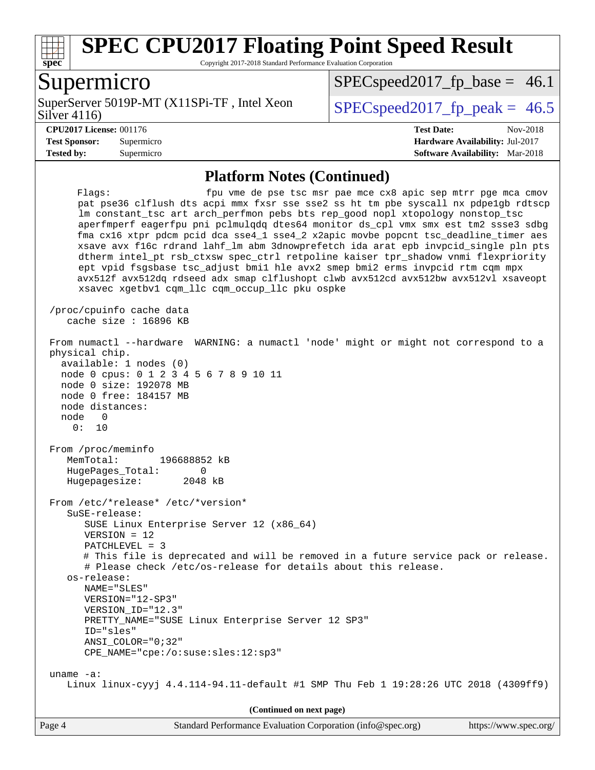## Platform Notes (Continued)

```
     Flags:                  fpu vme de pse tsc msr pae mce cx8 apic sep mtrr pge mca cmov
      pat pse36 clflush dts acpi mmx fxsr sse sse2 ss ht tm pbe syscall nx pdpe1gb rdtscp
      lm constant_tsc art arch_perfmon pebs bts rep_good nopl xtopology nonstop_tsc
      aperfmperf eagerfpu pni pclmulqdq dtes64 monitor ds_cpl vmx smx est tm2 ssse3 sdbg
      fma cx16 xtpr pdcm pcid dca sse4_1 sse4_2 x2apic movbe popcnt tsc_deadline_timer aes
      xsave avx f16c rdrand lahf_lm abm 3dnowprefetch ida arat epb invpcid_single pln pts
      dtherm intel_pt rsb_ctxsw spec_ctrl retpoline kaiser tpr_shadow vnmi flexpriority
      ept vpid fsgsbase tsc_adjust bmi1 hle avx2 smep bmi2 erms invpcid rtm cqm mpx
      avx512f avx512dq rdseed adx smap clflushopt clwb avx512cd avx512bw avx512vl xsaveopt
      xsavec xgetbv1 cqm_llc cqm_occup_llc pku ospke

 /proc/cpuinfo cache data
    cache size : 16896 KB

 From numactl --hardware  WARNING: a numactl 'node' might or might not correspond to a
 physical chip.
   available: 1 nodes (0)
   node 0 cpus: 0 1 2 3 4 5 6 7 8 9 10 11
   node 0 size: 192078 MB
   node 0 free: 184157 MB
   node distances:
   node   0
     0:  10

 From /proc/meminfo
    MemTotal:       196688852 kB
    HugePages_Total:       0
    Hugepagesize:       2048 kB

 From /etc/*release* /etc/*version*
    SuSE-release:
       SUSE Linux Enterprise Server 12 (x86_64)
       VERSION = 12
       PATCHLEVEL = 3
       # This file is deprecated and will be removed in a future service pack or release.
       # Please check /etc/os-release for details about this release.
    os-release:
       NAME="SLES"
       VERSION="12-SP3"
       VERSION_ID="12.3"
       PRETTY_NAME="SUSE Linux Enterprise Server 12 SP3"
       ID="sles"
       ANSI_COLOR="0;32"
       CPE_NAME="cpe:/o:suse:sles:12:sp3"

 uname -a:
    Linux linux-cyyj 4.4.114-94.11-default #1 SMP Thu Feb 1 19:28:26 UTC 2018 (4309ff9)
```

**(Continued on next page)**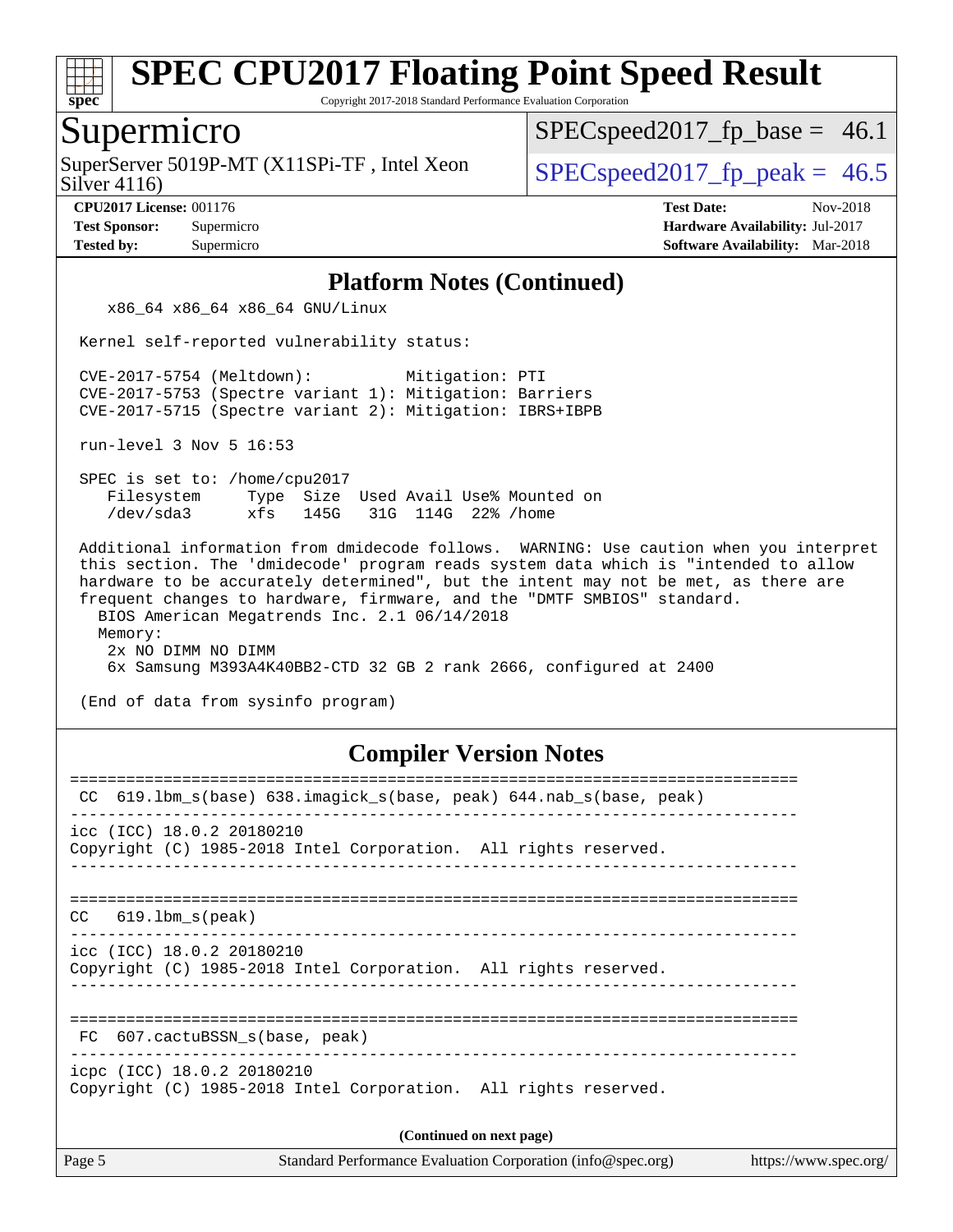## Platform Notes (Continued)

```
    x86_64 x86_64 x86_64 GNU/Linux

 Kernel self-reported vulnerability status:

 CVE-2017-5754 (Meltdown):          Mitigation: PTI
 CVE-2017-5753 (Spectre variant 1): Mitigation: Barriers
 CVE-2017-5715 (Spectre variant 2): Mitigation: IBRS+IBPB

 run-level 3 Nov 5 16:53

 SPEC is set to: /home/cpu2017
    Filesystem     Type  Size  Used Avail Use% Mounted on
    /dev/sda3      xfs   145G   31G  114G  22% /home

 Additional information from dmidecode follows.  WARNING: Use caution when you interpret
 this section. The 'dmidecode' program reads system data which is "intended to allow
 hardware to be accurately determined", but the intent may not be met, as there are
 frequent changes to hardware, firmware, and the "DMTF SMBIOS" standard.
   BIOS American Megatrends Inc. 2.1 06/14/2018
   Memory:
    2x NO DIMM NO DIMM
    6x Samsung M393A4K40BB2-CTD 32 GB 2 rank 2666, configured at 2400

 (End of data from sysinfo program)
```

## Compiler Version Notes

```
==============================================================================
 CC  619.lbm_s(base) 638.imagick_s(base, peak) 644.nab_s(base, peak)
------------------------------------------------------------------------------
icc (ICC) 18.0.2 20180210
Copyright (C) 1985-2018 Intel Corporation.  All rights reserved.
------------------------------------------------------------------------------

==============================================================================
CC   619.lbm_s(peak)
------------------------------------------------------------------------------
icc (ICC) 18.0.2 20180210
Copyright (C) 1985-2018 Intel Corporation.  All rights reserved.
------------------------------------------------------------------------------

==============================================================================
 FC  607.cactuBSSN_s(base, peak)
------------------------------------------------------------------------------
icpc (ICC) 18.0.2 20180210
Copyright (C) 1985-2018 Intel Corporation.  All rights reserved.
```

(Continued on next page)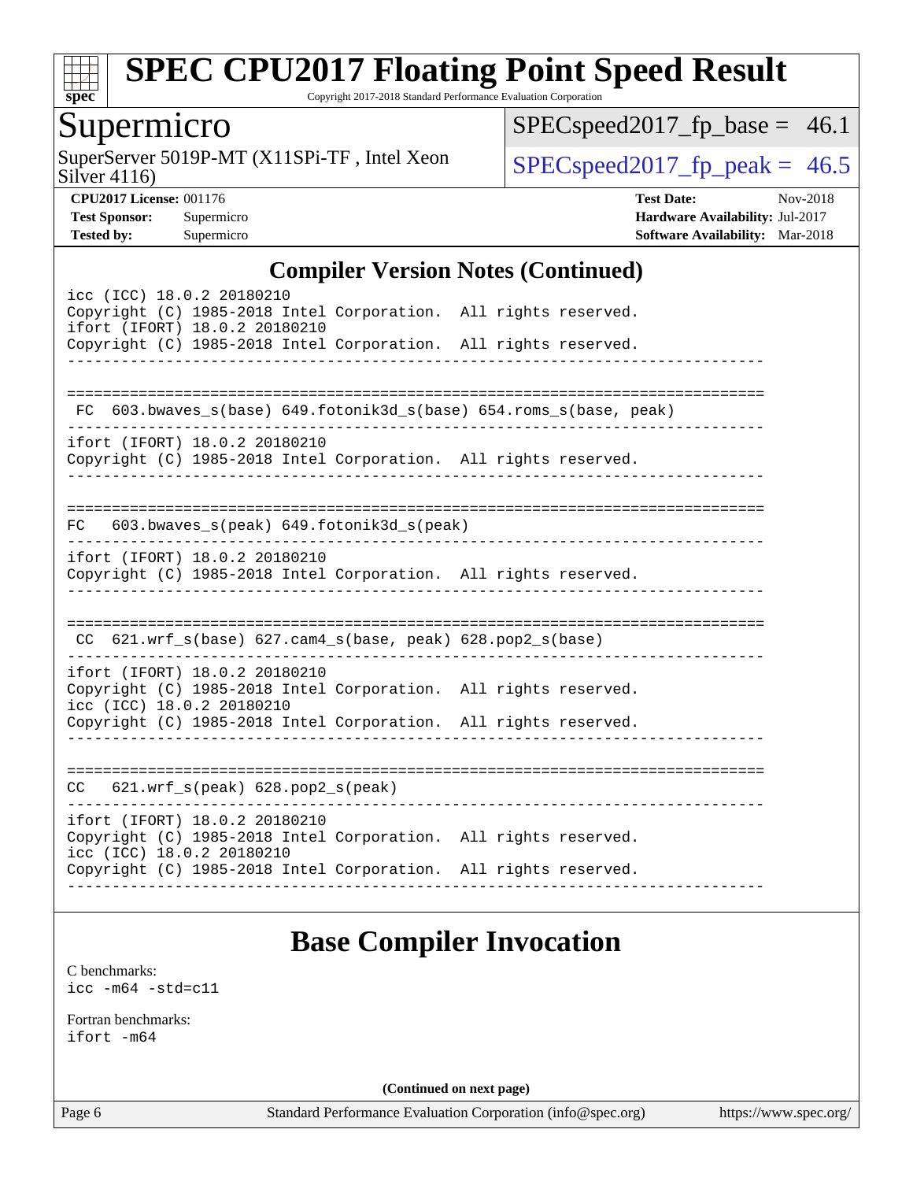## Compiler Version Notes (Continued)

```
icc (ICC) 18.0.2 20180210
Copyright (C) 1985-2018 Intel Corporation.  All rights reserved.
ifort (IFORT) 18.0.2 20180210
Copyright (C) 1985-2018 Intel Corporation.  All rights reserved.
------------------------------------------------------------------------------

==============================================================================
 FC  603.bwaves_s(base) 649.fotonik3d_s(base) 654.roms_s(base, peak)
------------------------------------------------------------------------------
ifort (IFORT) 18.0.2 20180210
Copyright (C) 1985-2018 Intel Corporation.  All rights reserved.
------------------------------------------------------------------------------

==============================================================================
FC   603.bwaves_s(peak) 649.fotonik3d_s(peak)
------------------------------------------------------------------------------
ifort (IFORT) 18.0.2 20180210
Copyright (C) 1985-2018 Intel Corporation.  All rights reserved.
------------------------------------------------------------------------------

==============================================================================
 CC  621.wrf_s(base) 627.cam4_s(base, peak) 628.pop2_s(base)
------------------------------------------------------------------------------
ifort (IFORT) 18.0.2 20180210
Copyright (C) 1985-2018 Intel Corporation.  All rights reserved.
icc (ICC) 18.0.2 20180210
Copyright (C) 1985-2018 Intel Corporation.  All rights reserved.
------------------------------------------------------------------------------

==============================================================================
CC   621.wrf_s(peak) 628.pop2_s(peak)
------------------------------------------------------------------------------
ifort (IFORT) 18.0.2 20180210
Copyright (C) 1985-2018 Intel Corporation.  All rights reserved.
icc (ICC) 18.0.2 20180210
Copyright (C) 1985-2018 Intel Corporation.  All rights reserved.
------------------------------------------------------------------------------
```

## Base Compiler Invocation

C benchmarks:
icc -m64 -std=c11

Fortran benchmarks:
ifort -m64

**(Continued on next page)**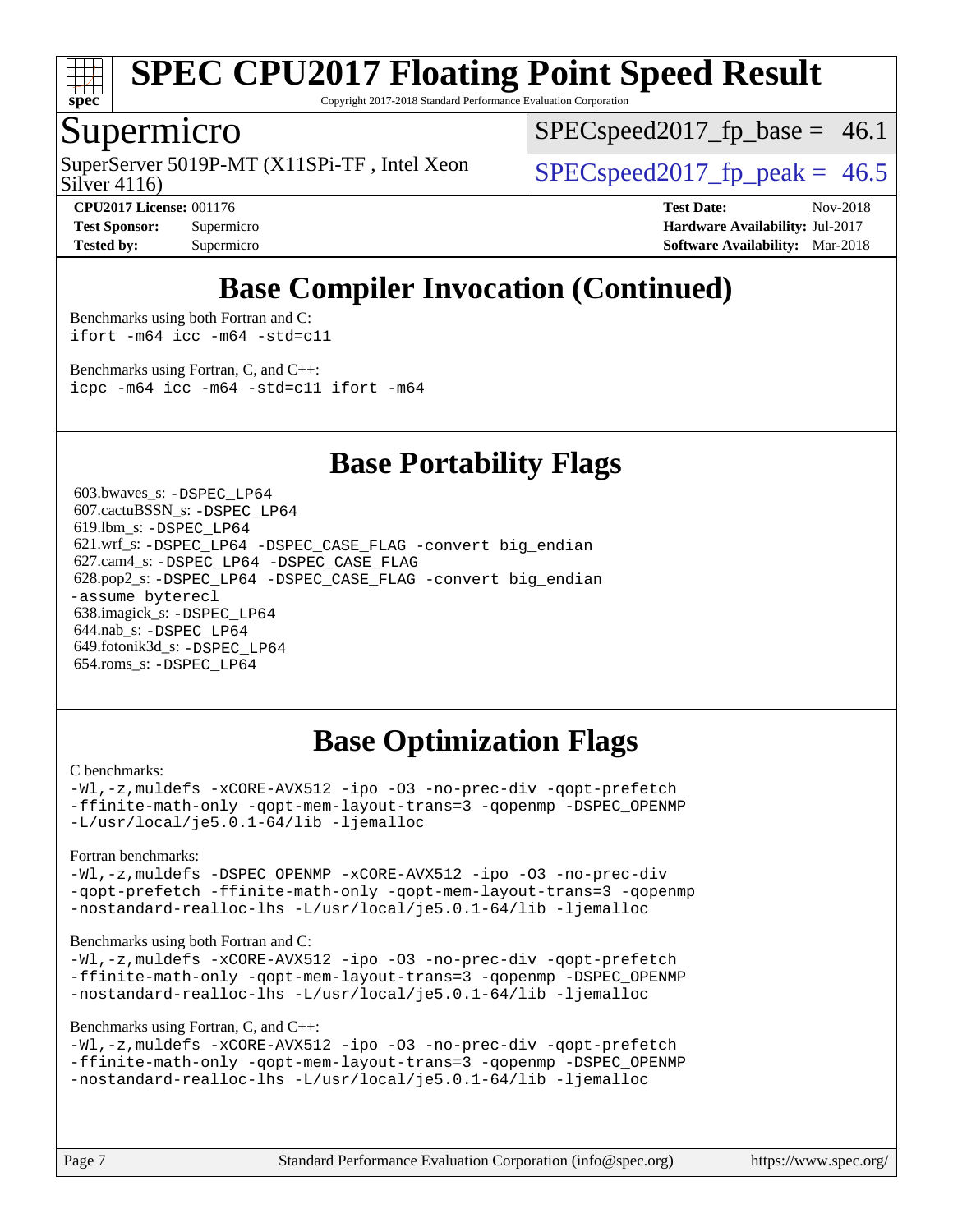# Base Compiler Invocation (Continued)

Benchmarks using both Fortran and C:
```
ifort -m64 icc -m64 -std=c11
```

Benchmarks using Fortran, C, and C++:
```
icpc -m64 icc -m64 -std=c11 ifort -m64
```

# Base Portability Flags

603.bwaves_s: -DSPEC_LP64
607.cactuBSSN_s: -DSPEC_LP64
619.lbm_s: -DSPEC_LP64
621.wrf_s: -DSPEC_LP64 -DSPEC_CASE_FLAG -convert big_endian
627.cam4_s: -DSPEC_LP64 -DSPEC_CASE_FLAG
628.pop2_s: -DSPEC_LP64 -DSPEC_CASE_FLAG -convert big_endian -assume byterecl
638.imagick_s: -DSPEC_LP64
644.nab_s: -DSPEC_LP64
649.fotonik3d_s: -DSPEC_LP64
654.roms_s: -DSPEC_LP64

# Base Optimization Flags

C benchmarks:
```
-Wl,-z,muldefs -xCORE-AVX512 -ipo -O3 -no-prec-div -qopt-prefetch
-ffinite-math-only -qopt-mem-layout-trans=3 -qopenmp -DSPEC_OPENMP
-L/usr/local/je5.0.1-64/lib -ljemalloc
```

Fortran benchmarks:
```
-Wl,-z,muldefs -DSPEC_OPENMP -xCORE-AVX512 -ipo -O3 -no-prec-div
-qopt-prefetch -ffinite-math-only -qopt-mem-layout-trans=3 -qopenmp
-nostandard-realloc-lhs -L/usr/local/je5.0.1-64/lib -ljemalloc
```

Benchmarks using both Fortran and C:
```
-Wl,-z,muldefs -xCORE-AVX512 -ipo -O3 -no-prec-div -qopt-prefetch
-ffinite-math-only -qopt-mem-layout-trans=3 -qopenmp -DSPEC_OPENMP
-nostandard-realloc-lhs -L/usr/local/je5.0.1-64/lib -ljemalloc
```

Benchmarks using Fortran, C, and C++:
```
-Wl,-z,muldefs -xCORE-AVX512 -ipo -O3 -no-prec-div -qopt-prefetch
-ffinite-math-only -qopt-mem-layout-trans=3 -qopenmp -DSPEC_OPENMP
-nostandard-realloc-lhs -L/usr/local/je5.0.1-64/lib -ljemalloc
```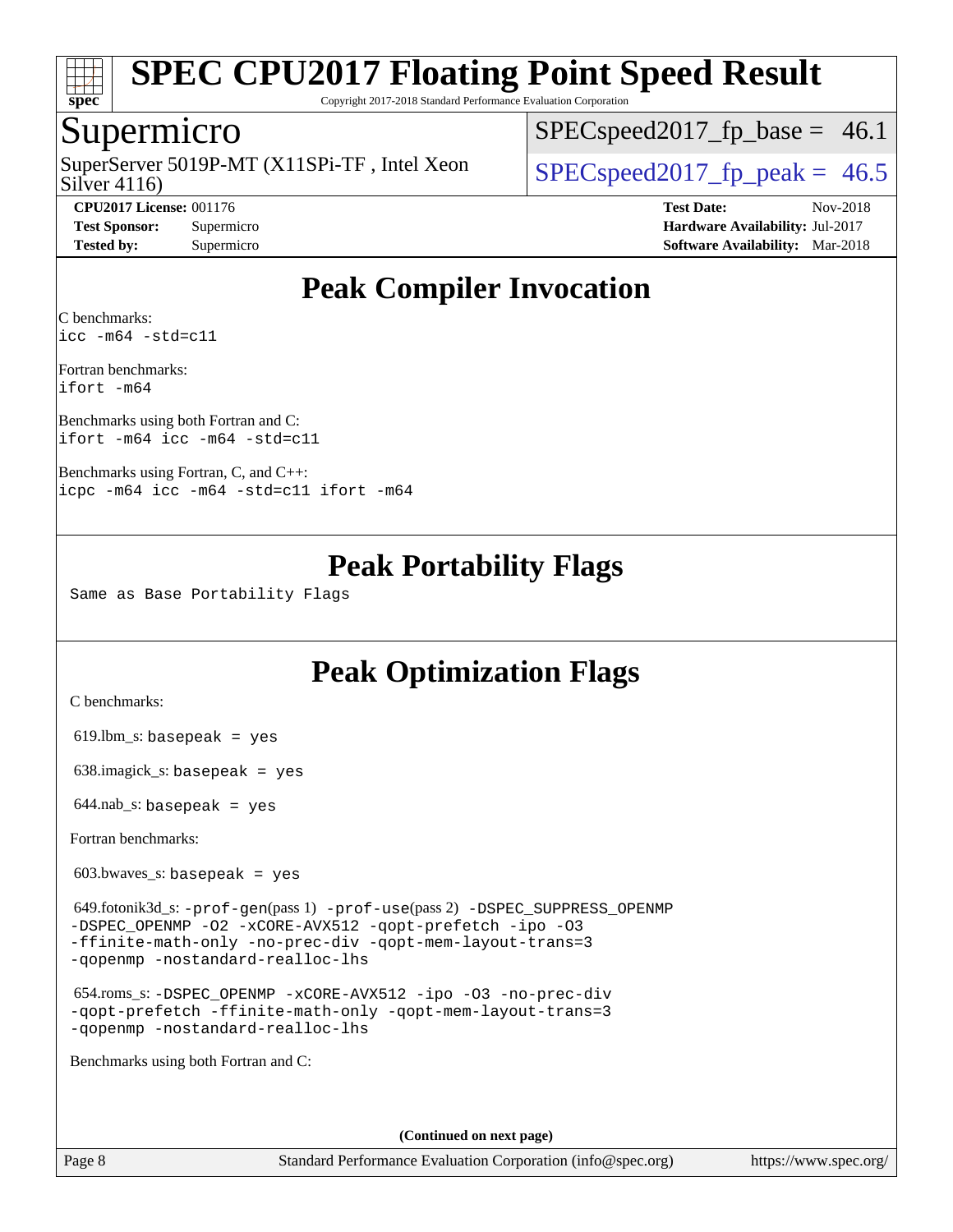# SPEC CPU2017 Floating Point Speed Result

Copyright 2017-2018 Standard Performance Evaluation Corporation

## Supermicro

SuperServer 5019P-MT (X11SPi-TF , Intel Xeon Silver 4116)

SPECspeed2017_fp_base = 46.1

SPECspeed2017_fp_peak = 46.5

**CPU2017 License:** 001176
**Test Sponsor:** Supermicro
**Tested by:** Supermicro

**Test Date:** Nov-2018
**Hardware Availability:** Jul-2017
**Software Availability:** Mar-2018

## Peak Compiler Invocation

C benchmarks:
```
icc -m64 -std=c11
```

Fortran benchmarks:
```
ifort -m64
```

Benchmarks using both Fortran and C:
```
ifort -m64 icc -m64 -std=c11
```

Benchmarks using Fortran, C, and C++:
```
icpc -m64 icc -m64 -std=c11 ifort -m64
```

## Peak Portability Flags

Same as Base Portability Flags

## Peak Optimization Flags

C benchmarks:

619.lbm_s: basepeak = yes

638.imagick_s: basepeak = yes

644.nab_s: basepeak = yes

Fortran benchmarks:

603.bwaves_s: basepeak = yes

649.fotonik3d_s: -prof-gen(pass 1) -prof-use(pass 2) -DSPEC_SUPPRESS_OPENMP -DSPEC_OPENMP -O2 -xCORE-AVX512 -qopt-prefetch -ipo -O3 -ffinite-math-only -no-prec-div -qopt-mem-layout-trans=3 -qopenmp -nostandard-realloc-lhs

654.roms_s: -DSPEC_OPENMP -xCORE-AVX512 -ipo -O3 -no-prec-div -qopt-prefetch -ffinite-math-only -qopt-mem-layout-trans=3 -qopenmp -nostandard-realloc-lhs

Benchmarks using both Fortran and C:

(Continued on next page)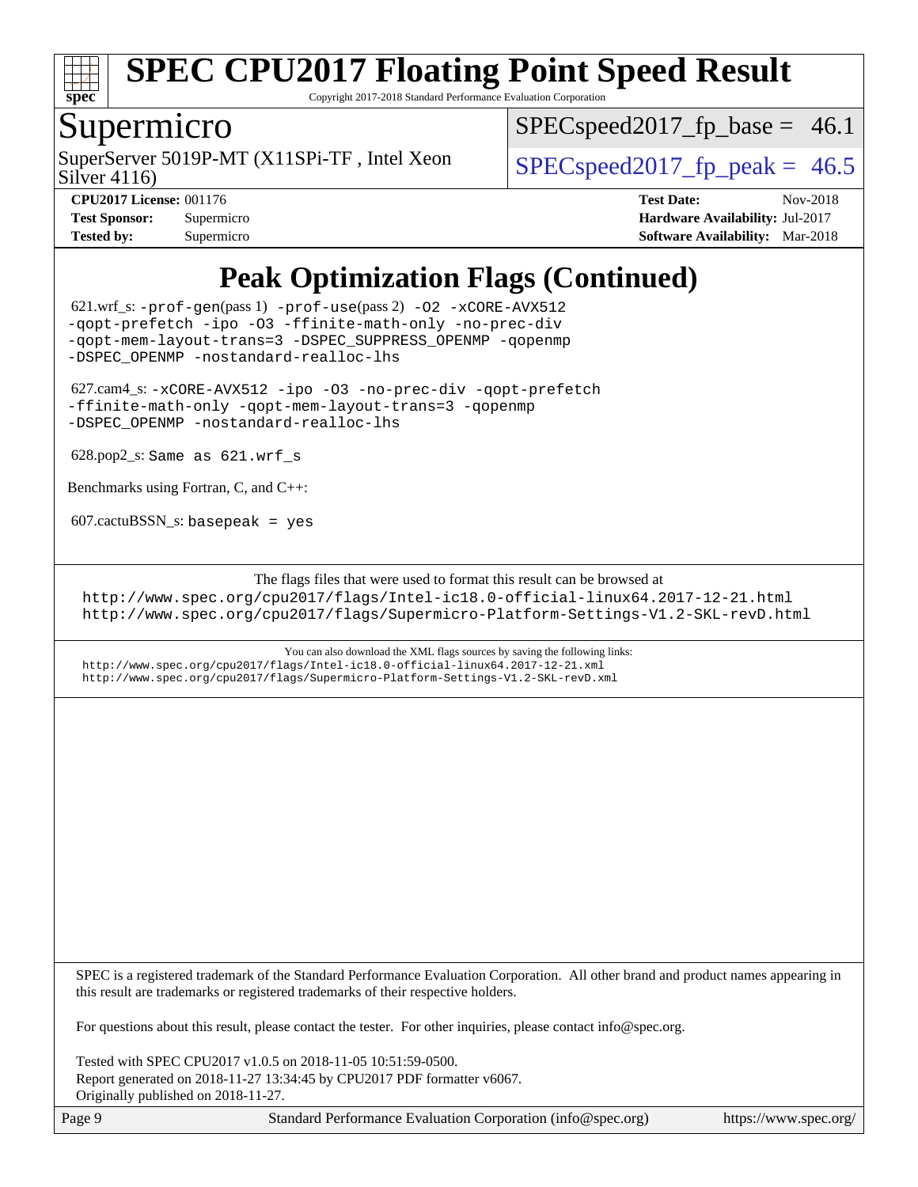# Peak Optimization Flags (Continued)

621.wrf_s: -prof-gen(pass 1) -prof-use(pass 2) -O2 -xCORE-AVX512 -qopt-prefetch -ipo -O3 -ffinite-math-only -no-prec-div -qopt-mem-layout-trans=3 -DSPEC_SUPPRESS_OPENMP -qopenmp -DSPEC_OPENMP -nostandard-realloc-lhs

627.cam4_s: -xCORE-AVX512 -ipo -O3 -no-prec-div -qopt-prefetch -ffinite-math-only -qopt-mem-layout-trans=3 -qopenmp -DSPEC_OPENMP -nostandard-realloc-lhs

628.pop2_s: Same as 621.wrf_s

Benchmarks using Fortran, C, and C++:

607.cactuBSSN_s: basepeak = yes

The flags files that were used to format this result can be browsed at
http://www.spec.org/cpu2017/flags/Intel-ic18.0-official-linux64.2017-12-21.html
http://www.spec.org/cpu2017/flags/Supermicro-Platform-Settings-V1.2-SKL-revD.html

You can also download the XML flags sources by saving the following links:
http://www.spec.org/cpu2017/flags/Intel-ic18.0-official-linux64.2017-12-21.xml
http://www.spec.org/cpu2017/flags/Supermicro-Platform-Settings-V1.2-SKL-revD.xml

SPEC is a registered trademark of the Standard Performance Evaluation Corporation. All other brand and product names appearing in this result are trademarks or registered trademarks of their respective holders.

For questions about this result, please contact the tester. For other inquiries, please contact info@spec.org.

Tested with SPEC CPU2017 v1.0.5 on 2018-11-05 10:51:59-0500.
Report generated on 2018-11-27 13:34:45 by CPU2017 PDF formatter v6067.
Originally published on 2018-11-27.